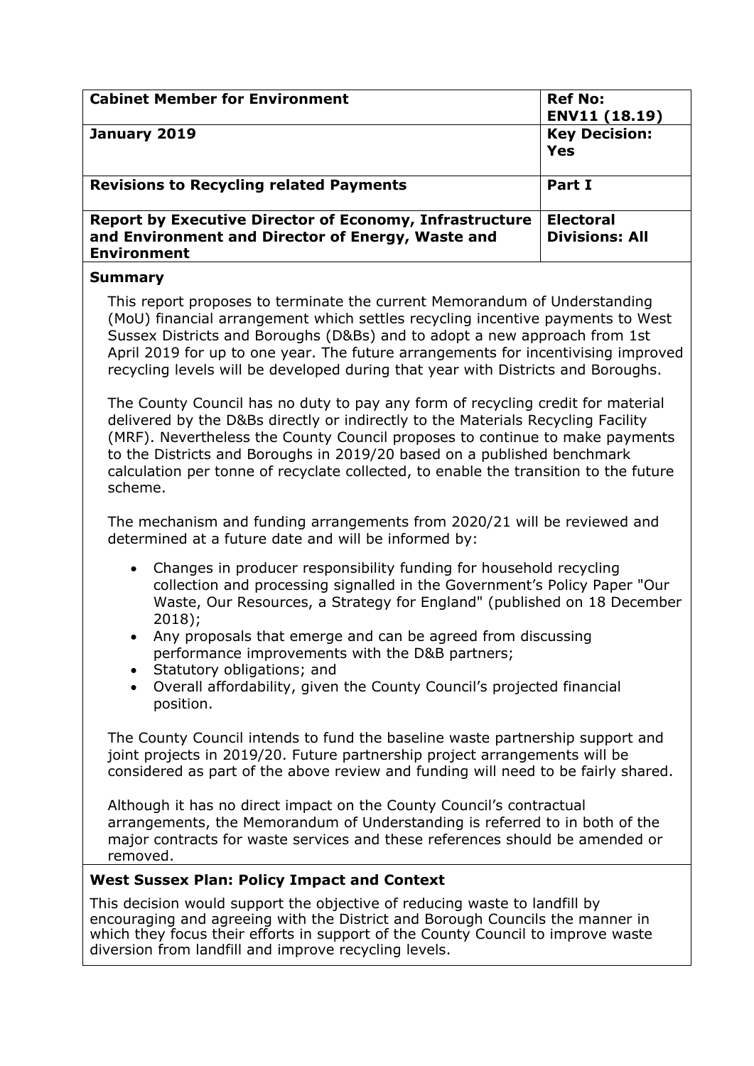| Cabinet Member for Environment | Ref No: ENV11 (18.19) |
| --- | --- |
| **January 2019** | **Key Decision: Yes** |
| **Revisions to Recycling related Payments** | **Part I** |
| **Report by Executive Director of Economy, Infrastructure and Environment and Director of Energy, Waste and Environment** | **Electoral Divisions: All** |

## Summary

This report proposes to terminate the current Memorandum of Understanding (MoU) financial arrangement which settles recycling incentive payments to West Sussex Districts and Boroughs (D&Bs) and to adopt a new approach from 1st April 2019 for up to one year. The future arrangements for incentivising improved recycling levels will be developed during that year with Districts and Boroughs.

The County Council has no duty to pay any form of recycling credit for material delivered by the D&Bs directly or indirectly to the Materials Recycling Facility (MRF). Nevertheless the County Council proposes to continue to make payments to the Districts and Boroughs in 2019/20 based on a published benchmark calculation per tonne of recyclate collected, to enable the transition to the future scheme.

The mechanism and funding arrangements from 2020/21 will be reviewed and determined at a future date and will be informed by:

- Changes in producer responsibility funding for household recycling collection and processing signalled in the Government's Policy Paper "Our Waste, Our Resources, a Strategy for England" (published on 18 December 2018);
- Any proposals that emerge and can be agreed from discussing performance improvements with the D&B partners;
- Statutory obligations; and
- Overall affordability, given the County Council's projected financial position.

The County Council intends to fund the baseline waste partnership support and joint projects in 2019/20. Future partnership project arrangements will be considered as part of the above review and funding will need to be fairly shared.

Although it has no direct impact on the County Council's contractual arrangements, the Memorandum of Understanding is referred to in both of the major contracts for waste services and these references should be amended or removed.

## West Sussex Plan: Policy Impact and Context

This decision would support the objective of reducing waste to landfill by encouraging and agreeing with the District and Borough Councils the manner in which they focus their efforts in support of the County Council to improve waste diversion from landfill and improve recycling levels.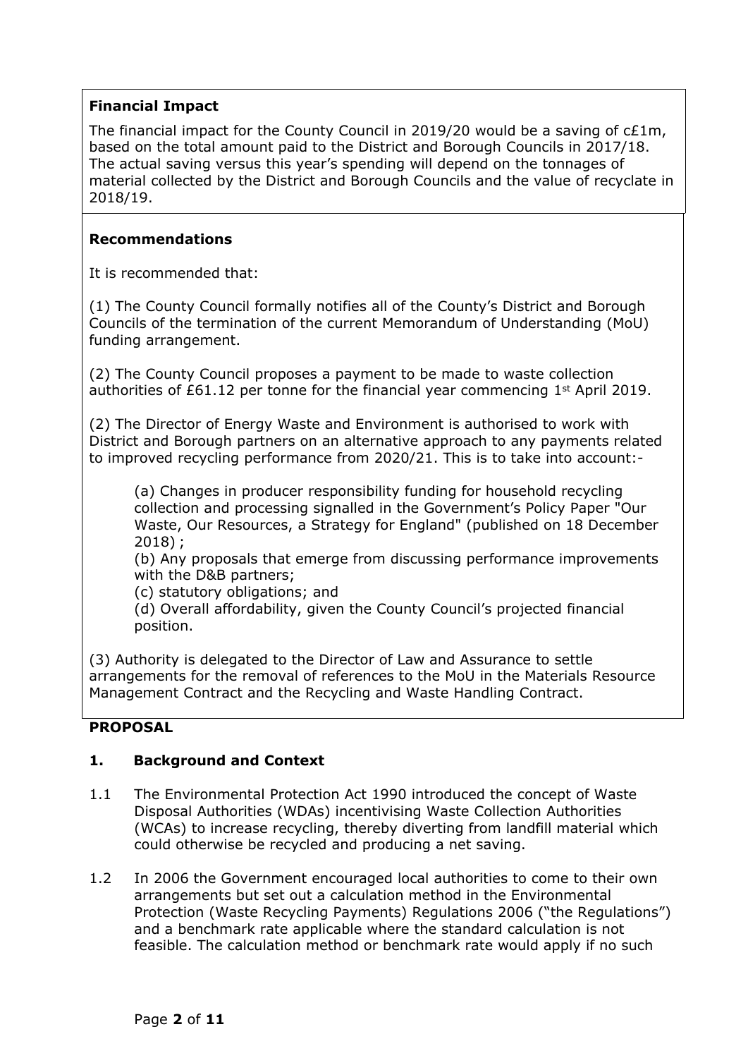**Financial Impact**

The financial impact for the County Council in 2019/20 would be a saving of c£1m, based on the total amount paid to the District and Borough Councils in 2017/18. The actual saving versus this year's spending will depend on the tonnages of material collected by the District and Borough Councils and the value of recyclate in 2018/19.

**Recommendations**

It is recommended that:

(1) The County Council formally notifies all of the County's District and Borough Councils of the termination of the current Memorandum of Understanding (MoU) funding arrangement.

(2) The County Council proposes a payment to be made to waste collection authorities of £61.12 per tonne for the financial year commencing 1st April 2019.

(2) The Director of Energy Waste and Environment is authorised to work with District and Borough partners on an alternative approach to any payments related to improved recycling performance from 2020/21. This is to take into account:-

> (a) Changes in producer responsibility funding for household recycling collection and processing signalled in the Government's Policy Paper "Our Waste, Our Resources, a Strategy for England" (published on 18 December 2018) ;
> (b) Any proposals that emerge from discussing performance improvements with the D&B partners;
> (c) statutory obligations; and
> (d) Overall affordability, given the County Council's projected financial position.

(3) Authority is delegated to the Director of Law and Assurance to settle arrangements for the removal of references to the MoU in the Materials Resource Management Contract and the Recycling and Waste Handling Contract.

**PROPOSAL**

## 1. Background and Context

1.1 The Environmental Protection Act 1990 introduced the concept of Waste Disposal Authorities (WDAs) incentivising Waste Collection Authorities (WCAs) to increase recycling, thereby diverting from landfill material which could otherwise be recycled and producing a net saving.

1.2 In 2006 the Government encouraged local authorities to come to their own arrangements but set out a calculation method in the Environmental Protection (Waste Recycling Payments) Regulations 2006 ("the Regulations") and a benchmark rate applicable where the standard calculation is not feasible. The calculation method or benchmark rate would apply if no such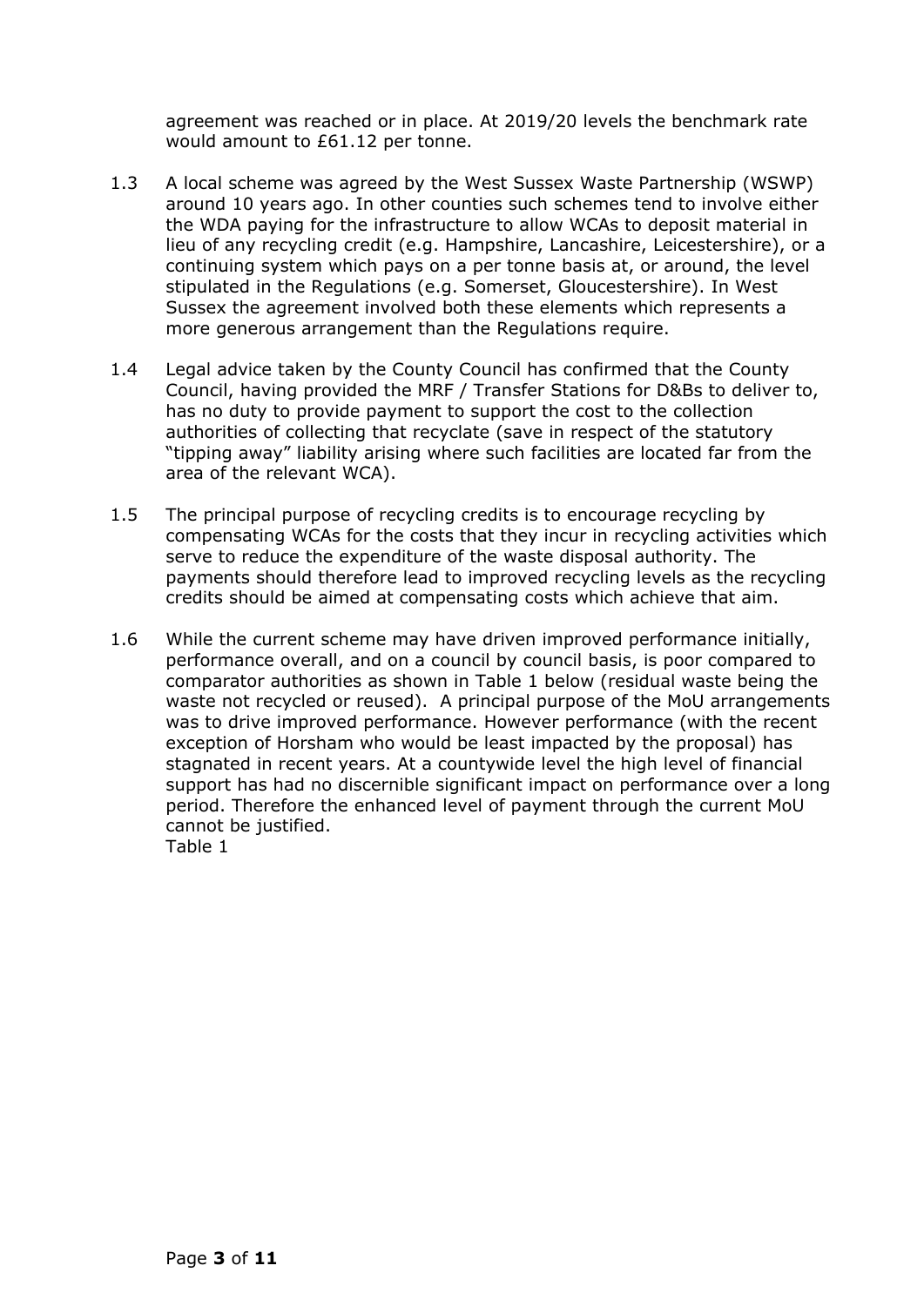agreement was reached or in place. At 2019/20 levels the benchmark rate would amount to £61.12 per tonne.

1.3 A local scheme was agreed by the West Sussex Waste Partnership (WSWP) around 10 years ago. In other counties such schemes tend to involve either the WDA paying for the infrastructure to allow WCAs to deposit material in lieu of any recycling credit (e.g. Hampshire, Lancashire, Leicestershire), or a continuing system which pays on a per tonne basis at, or around, the level stipulated in the Regulations (e.g. Somerset, Gloucestershire). In West Sussex the agreement involved both these elements which represents a more generous arrangement than the Regulations require.

1.4 Legal advice taken by the County Council has confirmed that the County Council, having provided the MRF / Transfer Stations for D&Bs to deliver to, has no duty to provide payment to support the cost to the collection authorities of collecting that recyclate (save in respect of the statutory "tipping away" liability arising where such facilities are located far from the area of the relevant WCA).

1.5 The principal purpose of recycling credits is to encourage recycling by compensating WCAs for the costs that they incur in recycling activities which serve to reduce the expenditure of the waste disposal authority. The payments should therefore lead to improved recycling levels as the recycling credits should be aimed at compensating costs which achieve that aim.

1.6 While the current scheme may have driven improved performance initially, performance overall, and on a council by council basis, is poor compared to comparator authorities as shown in Table 1 below (residual waste being the waste not recycled or reused). A principal purpose of the MoU arrangements was to drive improved performance. However performance (with the recent exception of Horsham who would be least impacted by the proposal) has stagnated in recent years. At a countywide level the high level of financial support has had no discernible significant impact on performance over a long period. Therefore the enhanced level of payment through the current MoU cannot be justified.

Table 1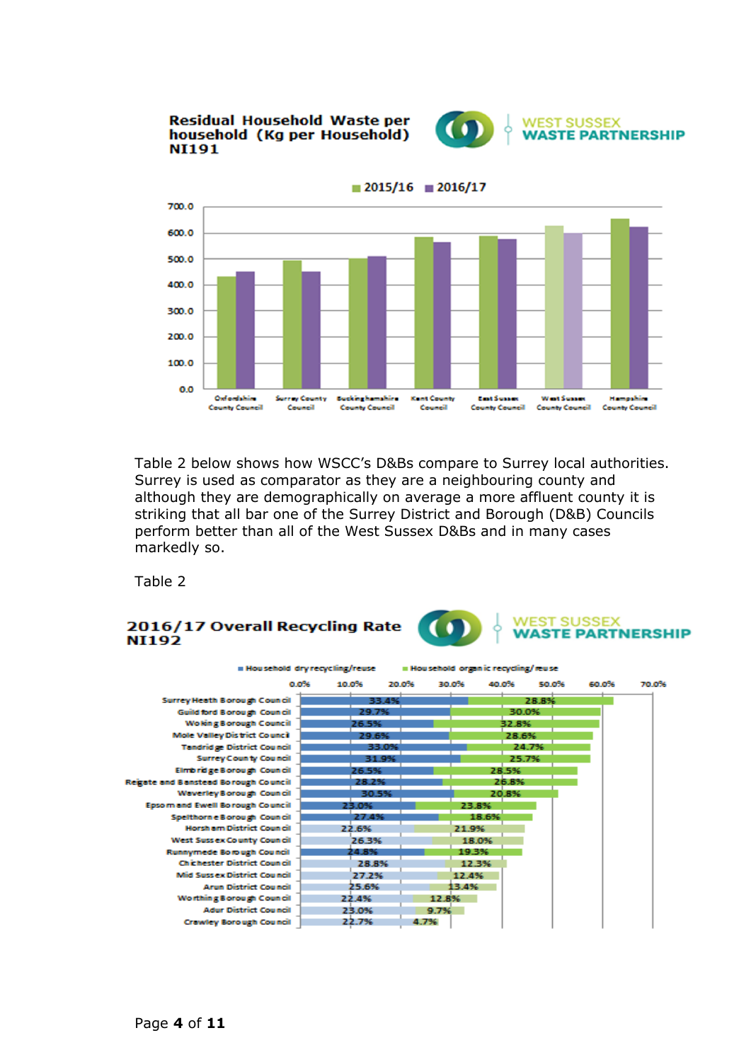**Residual Household Waste per household (Kg per Household) NI191**

WEST SUSSEX WASTE PARTNERSHIP

| Council | 2015/16 | 2016/17 |
|---|---|---|
| Oxfordshire County Council | | |
| Surrey County Council | | |
| Buckinghamshire County Council | | |
| Kent County Council | | |
| East Sussex County Council | | |
| West Sussex County Council | | |
| Hampshire County Council | | |

Table 2 below shows how WSCC's D&Bs compare to Surrey local authorities. Surrey is used as comparator as they are a neighbouring county and although they are demographically on average a more affluent county it is striking that all bar one of the Surrey District and Borough (D&B) Councils perform better than all of the West Sussex D&Bs and in many cases markedly so.

Table 2

**2016/17 Overall Recycling Rate NI192**

WEST SUSSEX WASTE PARTNERSHIP

| Council | Household dry recycling/reuse | Household organic recycling/reuse |
|---|---|---|
| Surrey Heath Borough Council | 33.4% | 28.8% |
| Guildford Borough Council | 29.7% | 30.0% |
| Woking Borough Council | 26.5% | 32.8% |
| Mole Valley District Council | 29.6% | 28.6% |
| Tandridge District Council | 33.0% | 24.7% |
| Surrey County Council | 31.9% | 25.7% |
| Elmbridge Borough Council | 26.5% | 28.5% |
| Reigate and Banstead Borough Council | 28.2% | 26.8% |
| Waverley Borough Council | 30.5% | 20.8% |
| Epsom and Ewell Borough Council | 23.0% | 23.8% |
| Spelthorne Borough Council | 27.4% | 18.6% |
| Horsham District Council | 22.6% | 21.9% |
| West Sussex County Council | 26.3% | 18.0% |
| Runnymede Borough Council | 24.8% | 19.3% |
| Chichester District Council | 28.8% | 12.3% |
| Mid Sussex District Council | 27.2% | 12.4% |
| Arun District Council | 25.6% | 13.4% |
| Worthing Borough Council | 22.4% | 12.8% |
| Adur District Council | 23.0% | 9.7% |
| Crawley Borough Council | 22.7% | 4.7% |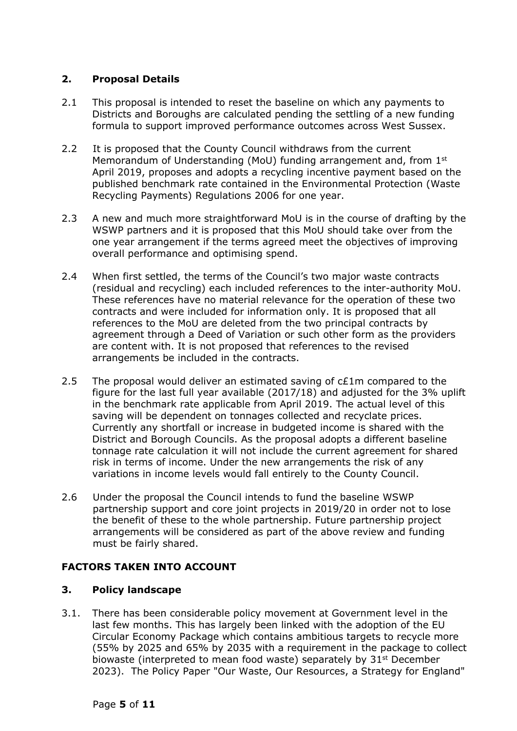## 2. Proposal Details

2.1 This proposal is intended to reset the baseline on which any payments to Districts and Boroughs are calculated pending the settling of a new funding formula to support improved performance outcomes across West Sussex.

2.2 It is proposed that the County Council withdraws from the current Memorandum of Understanding (MoU) funding arrangement and, from 1st April 2019, proposes and adopts a recycling incentive payment based on the published benchmark rate contained in the Environmental Protection (Waste Recycling Payments) Regulations 2006 for one year.

2.3 A new and much more straightforward MoU is in the course of drafting by the WSWP partners and it is proposed that this MoU should take over from the one year arrangement if the terms agreed meet the objectives of improving overall performance and optimising spend.

2.4 When first settled, the terms of the Council's two major waste contracts (residual and recycling) each included references to the inter-authority MoU. These references have no material relevance for the operation of these two contracts and were included for information only. It is proposed that all references to the MoU are deleted from the two principal contracts by agreement through a Deed of Variation or such other form as the providers are content with. It is not proposed that references to the revised arrangements be included in the contracts.

2.5 The proposal would deliver an estimated saving of c£1m compared to the figure for the last full year available (2017/18) and adjusted for the 3% uplift in the benchmark rate applicable from April 2019. The actual level of this saving will be dependent on tonnages collected and recyclate prices. Currently any shortfall or increase in budgeted income is shared with the District and Borough Councils. As the proposal adopts a different baseline tonnage rate calculation it will not include the current agreement for shared risk in terms of income. Under the new arrangements the risk of any variations in income levels would fall entirely to the County Council.

2.6 Under the proposal the Council intends to fund the baseline WSWP partnership support and core joint projects in 2019/20 in order not to lose the benefit of these to the whole partnership. Future partnership project arrangements will be considered as part of the above review and funding must be fairly shared.

## FACTORS TAKEN INTO ACCOUNT

## 3. Policy landscape

3.1. There has been considerable policy movement at Government level in the last few months. This has largely been linked with the adoption of the EU Circular Economy Package which contains ambitious targets to recycle more (55% by 2025 and 65% by 2035 with a requirement in the package to collect biowaste (interpreted to mean food waste) separately by 31st December 2023). The Policy Paper "Our Waste, Our Resources, a Strategy for England"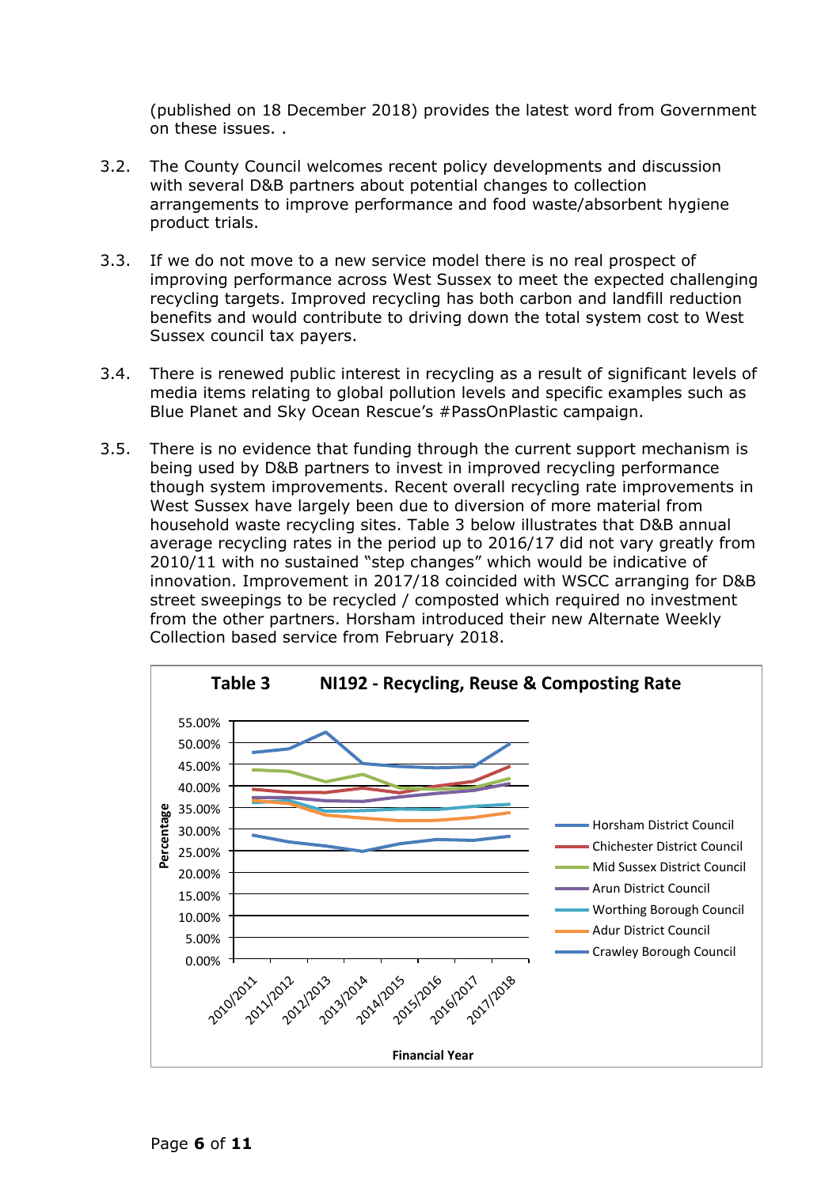(published on 18 December 2018) provides the latest word from Government on these issues. .

3.2. The County Council welcomes recent policy developments and discussion with several D&B partners about potential changes to collection arrangements to improve performance and food waste/absorbent hygiene product trials.

3.3. If we do not move to a new service model there is no real prospect of improving performance across West Sussex to meet the expected challenging recycling targets. Improved recycling has both carbon and landfill reduction benefits and would contribute to driving down the total system cost to West Sussex council tax payers.

3.4. There is renewed public interest in recycling as a result of significant levels of media items relating to global pollution levels and specific examples such as Blue Planet and Sky Ocean Rescue's #PassOnPlastic campaign.

3.5. There is no evidence that funding through the current support mechanism is being used by D&B partners to invest in improved recycling performance though system improvements. Recent overall recycling rate improvements in West Sussex have largely been due to diversion of more material from household waste recycling sites. Table 3 below illustrates that D&B annual average recycling rates in the period up to 2016/17 did not vary greatly from 2010/11 with no sustained "step changes" which would be indicative of innovation. Improvement in 2017/18 coincided with WSCC arranging for D&B street sweepings to be recycled / composted which required no investment from the other partners. Horsham introduced their new Alternate Weekly Collection based service from February 2018.

**Table 3 NI192 - Recycling, Reuse & Composting Rate**

Chart: Percentage (0.00%–55.00%) by Financial Year (2010/2011 to 2017/2018) for Horsham District Council, Chichester District Council, Mid Sussex District Council, Arun District Council, Worthing Borough Council, Adur District Council, Crawley Borough Council.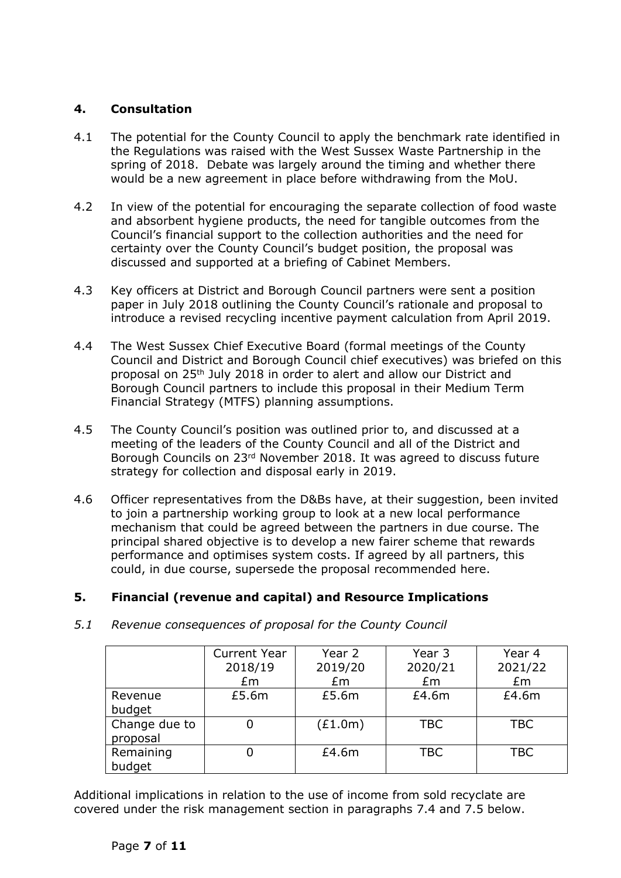## 4. Consultation

4.1 The potential for the County Council to apply the benchmark rate identified in the Regulations was raised with the West Sussex Waste Partnership in the spring of 2018. Debate was largely around the timing and whether there would be a new agreement in place before withdrawing from the MoU.

4.2 In view of the potential for encouraging the separate collection of food waste and absorbent hygiene products, the need for tangible outcomes from the Council's financial support to the collection authorities and the need for certainty over the County Council's budget position, the proposal was discussed and supported at a briefing of Cabinet Members.

4.3 Key officers at District and Borough Council partners were sent a position paper in July 2018 outlining the County Council's rationale and proposal to introduce a revised recycling incentive payment calculation from April 2019.

4.4 The West Sussex Chief Executive Board (formal meetings of the County Council and District and Borough Council chief executives) was briefed on this proposal on 25th July 2018 in order to alert and allow our District and Borough Council partners to include this proposal in their Medium Term Financial Strategy (MTFS) planning assumptions.

4.5 The County Council's position was outlined prior to, and discussed at a meeting of the leaders of the County Council and all of the District and Borough Councils on 23rd November 2018. It was agreed to discuss future strategy for collection and disposal early in 2019.

4.6 Officer representatives from the D&Bs have, at their suggestion, been invited to join a partnership working group to look at a new local performance mechanism that could be agreed between the partners in due course. The principal shared objective is to develop a new fairer scheme that rewards performance and optimises system costs. If agreed by all partners, this could, in due course, supersede the proposal recommended here.

## 5. Financial (revenue and capital) and Resource Implications

*5.1 Revenue consequences of proposal for the County Council*

| | Current Year 2018/19 £m | Year 2 2019/20 £m | Year 3 2020/21 £m | Year 4 2021/22 £m |
|---|---|---|---|---|
| Revenue budget | £5.6m | £5.6m | £4.6m | £4.6m |
| Change due to proposal | 0 | (£1.0m) | TBC | TBC |
| Remaining budget | 0 | £4.6m | TBC | TBC |

Additional implications in relation to the use of income from sold recyclate are covered under the risk management section in paragraphs 7.4 and 7.5 below.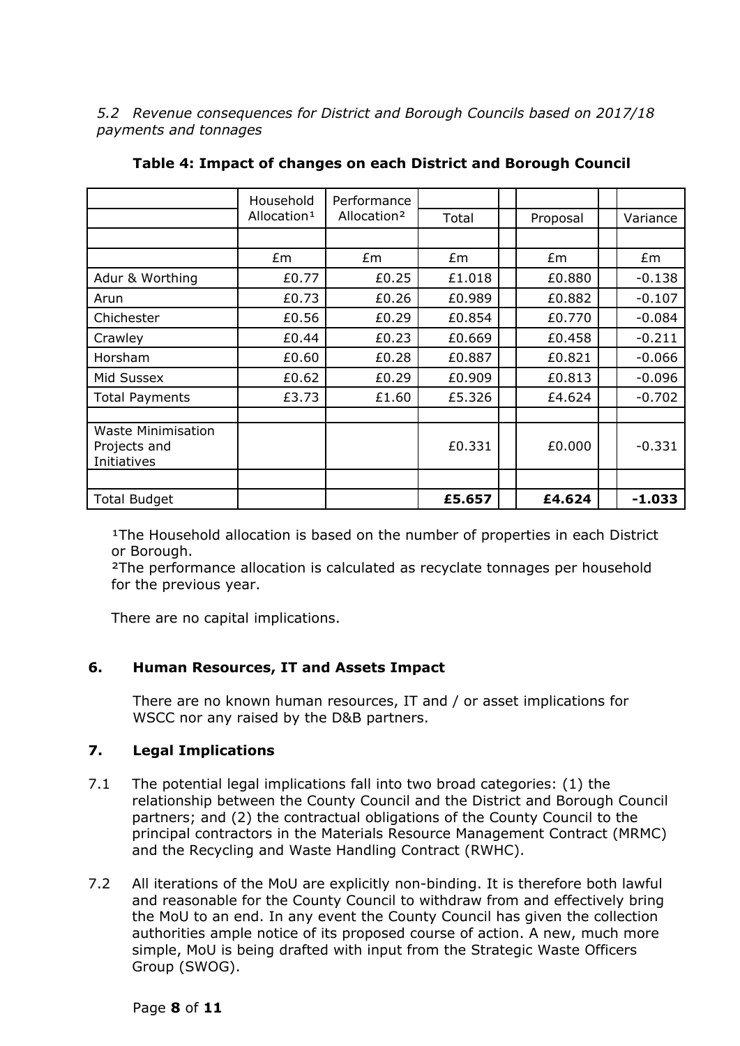*5.2 Revenue consequences for District and Borough Councils based on 2017/18 payments and tonnages*

**Table 4: Impact of changes on each District and Borough Council**

| | Household Allocation[1] | Performance Allocation[2] | Total | Proposal | Variance |
|---|---|---|---|---|---|
| | £m | £m | £m | £m | £m |
| Adur & Worthing | £0.77 | £0.25 | £1.018 | £0.880 | -0.138 |
| Arun | £0.73 | £0.26 | £0.989 | £0.882 | -0.107 |
| Chichester | £0.56 | £0.29 | £0.854 | £0.770 | -0.084 |
| Crawley | £0.44 | £0.23 | £0.669 | £0.458 | -0.211 |
| Horsham | £0.60 | £0.28 | £0.887 | £0.821 | -0.066 |
| Mid Sussex | £0.62 | £0.29 | £0.909 | £0.813 | -0.096 |
| Total Payments | £3.73 | £1.60 | £5.326 | £4.624 | -0.702 |
| | | | | | |
| Waste Minimisation Projects and Initiatives | | | £0.331 | £0.000 | -0.331 |
| | | | | | |
| Total Budget | | | **£5.657** | **£4.624** | **-1.033** |

[1]The Household allocation is based on the number of properties in each District or Borough.
[2]The performance allocation is calculated as recyclate tonnages per household for the previous year.

There are no capital implications.

## 6. Human Resources, IT and Assets Impact

There are no known human resources, IT and / or asset implications for WSCC nor any raised by the D&B partners.

## 7. Legal Implications

7.1 The potential legal implications fall into two broad categories: (1) the relationship between the County Council and the District and Borough Council partners; and (2) the contractual obligations of the County Council to the principal contractors in the Materials Resource Management Contract (MRMC) and the Recycling and Waste Handling Contract (RWHC).

7.2 All iterations of the MoU are explicitly non-binding. It is therefore both lawful and reasonable for the County Council to withdraw from and effectively bring the MoU to an end. In any event the County Council has given the collection authorities ample notice of its proposed course of action. A new, much more simple, MoU is being drafted with input from the Strategic Waste Officers Group (SWOG).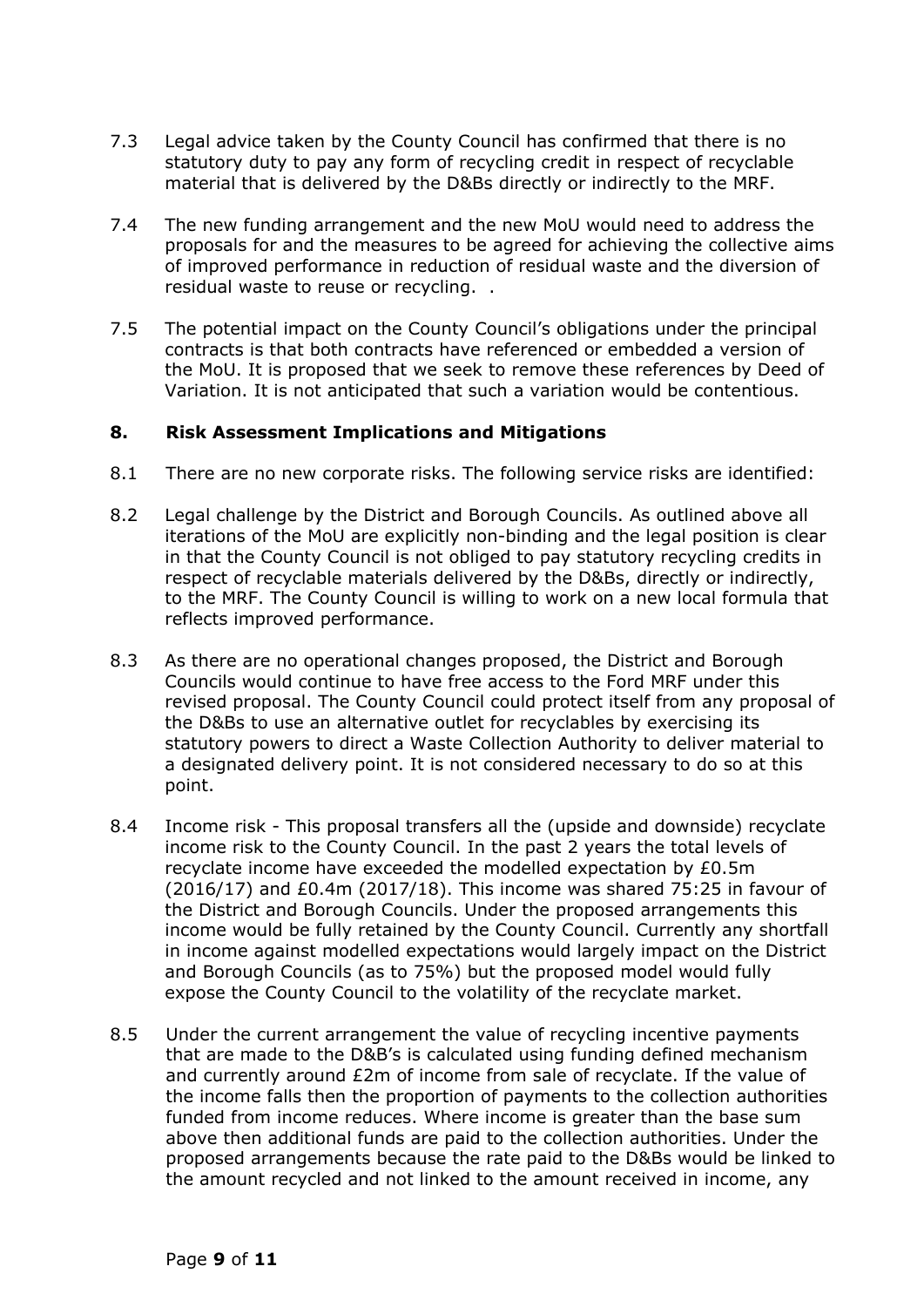7.3 Legal advice taken by the County Council has confirmed that there is no statutory duty to pay any form of recycling credit in respect of recyclable material that is delivered by the D&Bs directly or indirectly to the MRF.

7.4 The new funding arrangement and the new MoU would need to address the proposals for and the measures to be agreed for achieving the collective aims of improved performance in reduction of residual waste and the diversion of residual waste to reuse or recycling. .

7.5 The potential impact on the County Council's obligations under the principal contracts is that both contracts have referenced or embedded a version of the MoU. It is proposed that we seek to remove these references by Deed of Variation. It is not anticipated that such a variation would be contentious.

## 8. Risk Assessment Implications and Mitigations

8.1 There are no new corporate risks. The following service risks are identified:

8.2 Legal challenge by the District and Borough Councils. As outlined above all iterations of the MoU are explicitly non-binding and the legal position is clear in that the County Council is not obliged to pay statutory recycling credits in respect of recyclable materials delivered by the D&Bs, directly or indirectly, to the MRF. The County Council is willing to work on a new local formula that reflects improved performance.

8.3 As there are no operational changes proposed, the District and Borough Councils would continue to have free access to the Ford MRF under this revised proposal. The County Council could protect itself from any proposal of the D&Bs to use an alternative outlet for recyclables by exercising its statutory powers to direct a Waste Collection Authority to deliver material to a designated delivery point. It is not considered necessary to do so at this point.

8.4 Income risk - This proposal transfers all the (upside and downside) recyclate income risk to the County Council. In the past 2 years the total levels of recyclate income have exceeded the modelled expectation by £0.5m (2016/17) and £0.4m (2017/18). This income was shared 75:25 in favour of the District and Borough Councils. Under the proposed arrangements this income would be fully retained by the County Council. Currently any shortfall in income against modelled expectations would largely impact on the District and Borough Councils (as to 75%) but the proposed model would fully expose the County Council to the volatility of the recyclate market.

8.5 Under the current arrangement the value of recycling incentive payments that are made to the D&B's is calculated using funding defined mechanism and currently around £2m of income from sale of recyclate. If the value of the income falls then the proportion of payments to the collection authorities funded from income reduces. Where income is greater than the base sum above then additional funds are paid to the collection authorities. Under the proposed arrangements because the rate paid to the D&Bs would be linked to the amount recycled and not linked to the amount received in income, any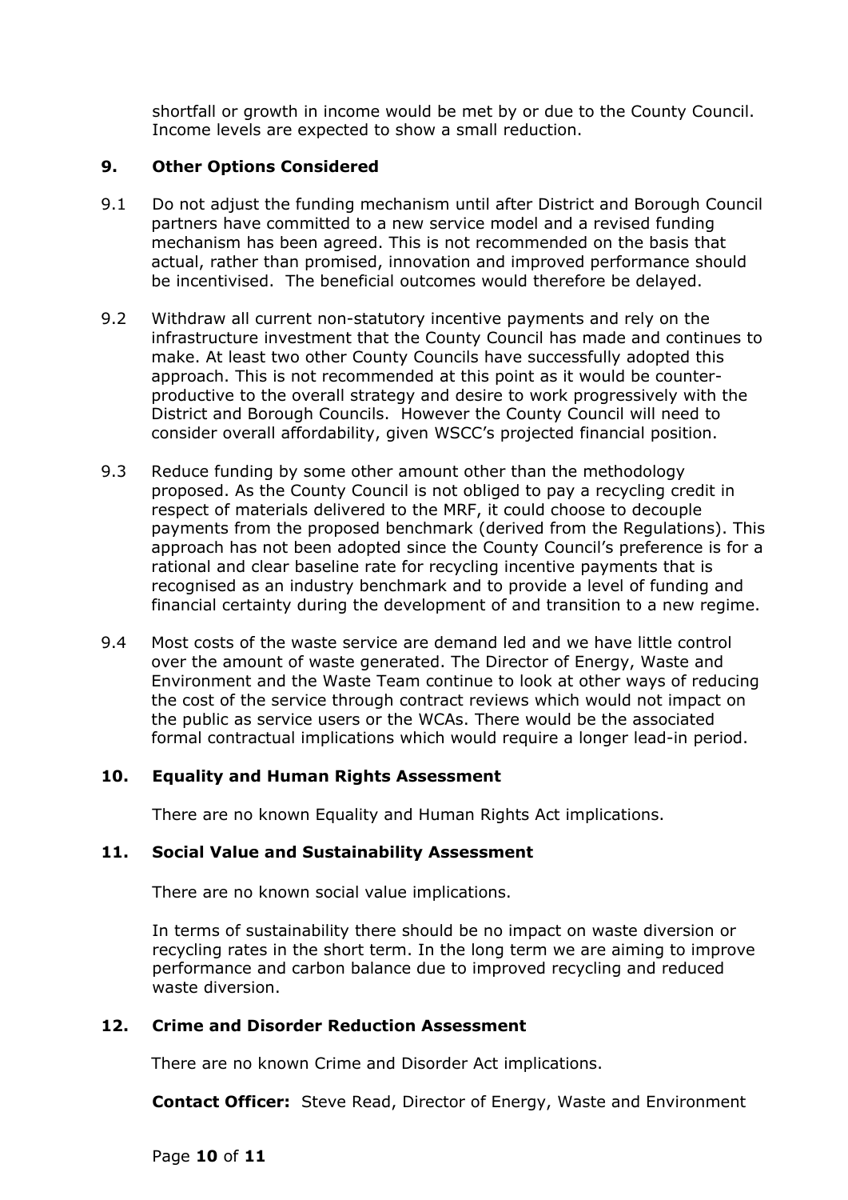shortfall or growth in income would be met by or due to the County Council. Income levels are expected to show a small reduction.

## 9. Other Options Considered

9.1 Do not adjust the funding mechanism until after District and Borough Council partners have committed to a new service model and a revised funding mechanism has been agreed. This is not recommended on the basis that actual, rather than promised, innovation and improved performance should be incentivised. The beneficial outcomes would therefore be delayed.

9.2 Withdraw all current non-statutory incentive payments and rely on the infrastructure investment that the County Council has made and continues to make. At least two other County Councils have successfully adopted this approach. This is not recommended at this point as it would be counter-productive to the overall strategy and desire to work progressively with the District and Borough Councils. However the County Council will need to consider overall affordability, given WSCC's projected financial position.

9.3 Reduce funding by some other amount other than the methodology proposed. As the County Council is not obliged to pay a recycling credit in respect of materials delivered to the MRF, it could choose to decouple payments from the proposed benchmark (derived from the Regulations). This approach has not been adopted since the County Council's preference is for a rational and clear baseline rate for recycling incentive payments that is recognised as an industry benchmark and to provide a level of funding and financial certainty during the development of and transition to a new regime.

9.4 Most costs of the waste service are demand led and we have little control over the amount of waste generated. The Director of Energy, Waste and Environment and the Waste Team continue to look at other ways of reducing the cost of the service through contract reviews which would not impact on the public as service users or the WCAs. There would be the associated formal contractual implications which would require a longer lead-in period.

## 10. Equality and Human Rights Assessment

There are no known Equality and Human Rights Act implications.

## 11. Social Value and Sustainability Assessment

There are no known social value implications.

In terms of sustainability there should be no impact on waste diversion or recycling rates in the short term. In the long term we are aiming to improve performance and carbon balance due to improved recycling and reduced waste diversion.

## 12. Crime and Disorder Reduction Assessment

There are no known Crime and Disorder Act implications.

**Contact Officer:** Steve Read, Director of Energy, Waste and Environment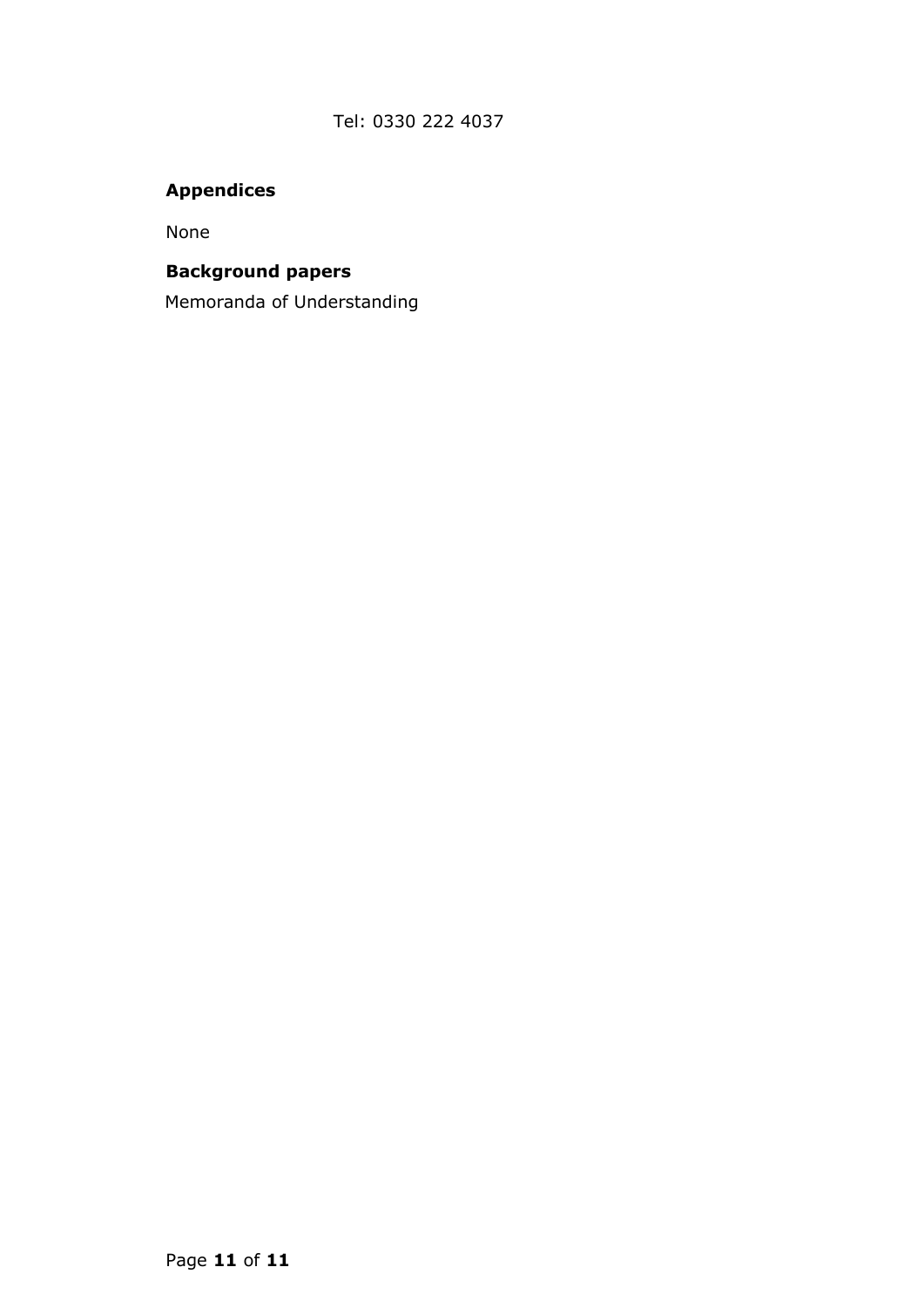Tel: 0330 222 4037

**Appendices**

None

**Background papers**

Memoranda of Understanding